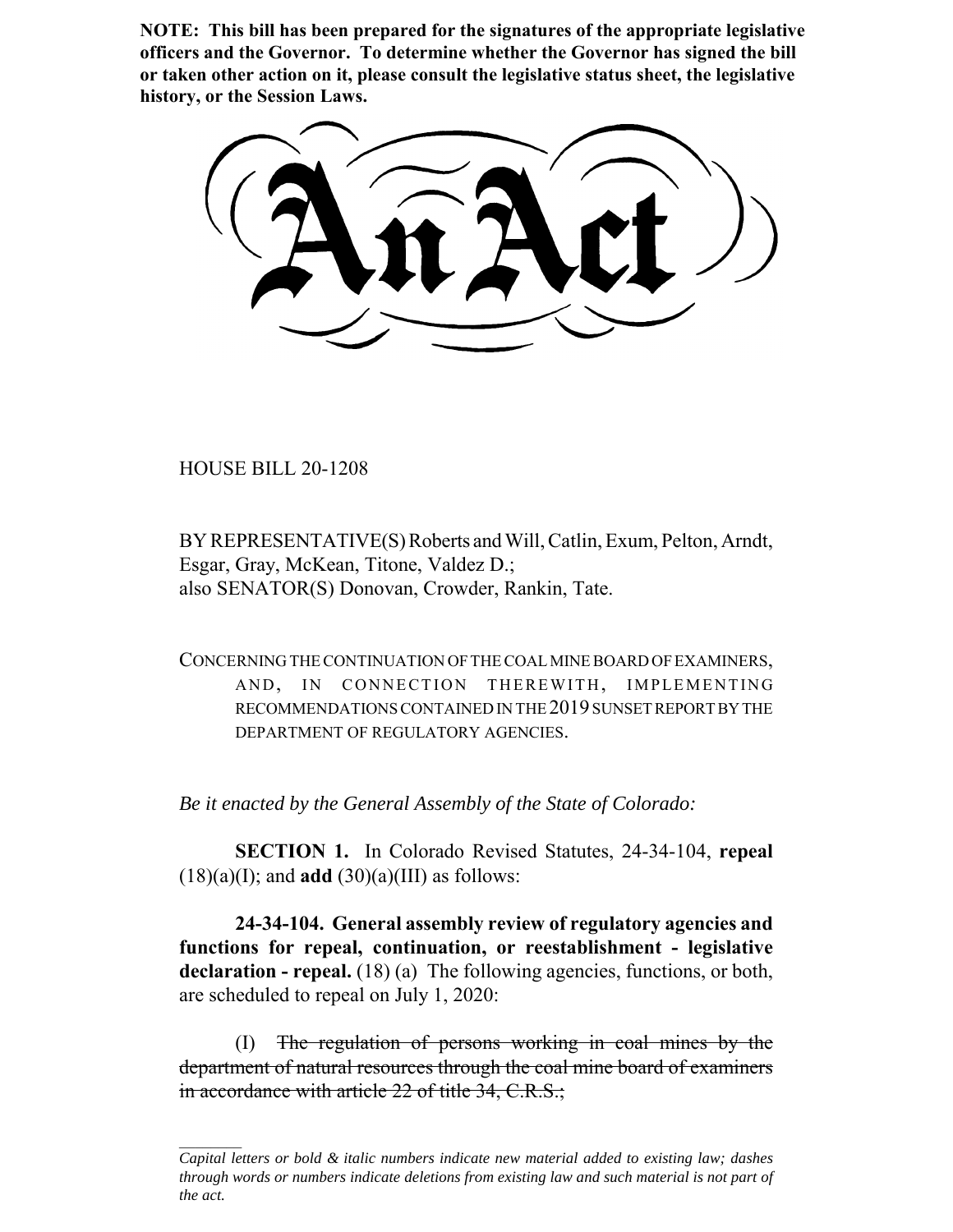**NOTE: This bill has been prepared for the signatures of the appropriate legislative officers and the Governor. To determine whether the Governor has signed the bill or taken other action on it, please consult the legislative status sheet, the legislative history, or the Session Laws.**

# An Act

HOUSE BILL 20-1208

BY REPRESENTATIVE(S) Roberts and Will, Catlin, Exum, Pelton, Arndt, Esgar, Gray, McKean, Titone, Valdez D.;
also SENATOR(S) Donovan, Crowder, Rankin, Tate.

CONCERNING THE CONTINUATION OF THE COAL MINE BOARD OF EXAMINERS, AND, IN CONNECTION THEREWITH, IMPLEMENTING RECOMMENDATIONS CONTAINED IN THE 2019 SUNSET REPORT BY THE DEPARTMENT OF REGULATORY AGENCIES.

*Be it enacted by the General Assembly of the State of Colorado:*

**SECTION 1.** In Colorado Revised Statutes, 24-34-104, **repeal** (18)(a)(I); and **add** (30)(a)(III) as follows:

**24-34-104. General assembly review of regulatory agencies and functions for repeal, continuation, or reestablishment - legislative declaration - repeal.** (18) (a) The following agencies, functions, or both, are scheduled to repeal on July 1, 2020:

(I) ~~The regulation of persons working in coal mines by the department of natural resources through the coal mine board of examiners in accordance with article 22 of title 34, C.R.S.;~~

*Capital letters or bold & italic numbers indicate new material added to existing law; dashes through words or numbers indicate deletions from existing law and such material is not part of the act.*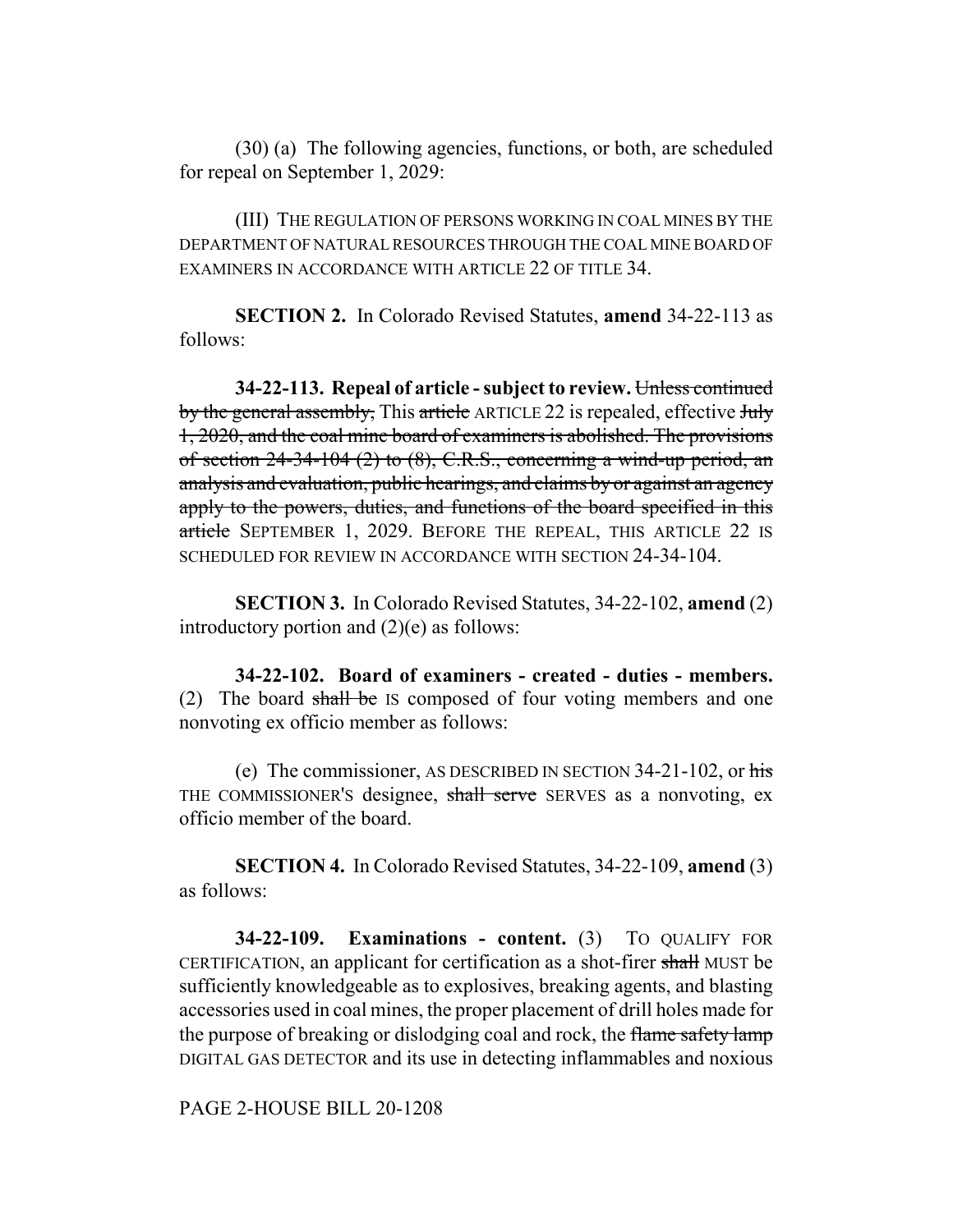(30) (a) The following agencies, functions, or both, are scheduled for repeal on September 1, 2029:

(III) THE REGULATION OF PERSONS WORKING IN COAL MINES BY THE DEPARTMENT OF NATURAL RESOURCES THROUGH THE COAL MINE BOARD OF EXAMINERS IN ACCORDANCE WITH ARTICLE 22 OF TITLE 34.

**SECTION 2.** In Colorado Revised Statutes, **amend** 34-22-113 as follows:

**34-22-113. Repeal of article - subject to review.** ~~Unless continued by the general assembly,~~ This ~~article~~ ARTICLE 22 is repealed, effective ~~July 1, 2020, and the coal mine board of examiners is abolished. The provisions of section 24-34-104 (2) to (8), C.R.S., concerning a wind-up period, an analysis and evaluation, public hearings, and claims by or against an agency apply to the powers, duties, and functions of the board specified in this article~~ SEPTEMBER 1, 2029. BEFORE THE REPEAL, THIS ARTICLE 22 IS SCHEDULED FOR REVIEW IN ACCORDANCE WITH SECTION 24-34-104.

**SECTION 3.** In Colorado Revised Statutes, 34-22-102, **amend** (2) introductory portion and (2)(e) as follows:

**34-22-102. Board of examiners - created - duties - members.** (2) The board ~~shall be~~ IS composed of four voting members and one nonvoting ex officio member as follows:

(e) The commissioner, AS DESCRIBED IN SECTION 34-21-102, or ~~his~~ THE COMMISSIONER'S designee, ~~shall serve~~ SERVES as a nonvoting, ex officio member of the board.

**SECTION 4.** In Colorado Revised Statutes, 34-22-109, **amend** (3) as follows:

**34-22-109. Examinations - content.** (3) TO QUALIFY FOR CERTIFICATION, an applicant for certification as a shot-firer ~~shall~~ MUST be sufficiently knowledgeable as to explosives, breaking agents, and blasting accessories used in coal mines, the proper placement of drill holes made for the purpose of breaking or dislodging coal and rock, the ~~flame safety lamp~~ DIGITAL GAS DETECTOR and its use in detecting inflammables and noxious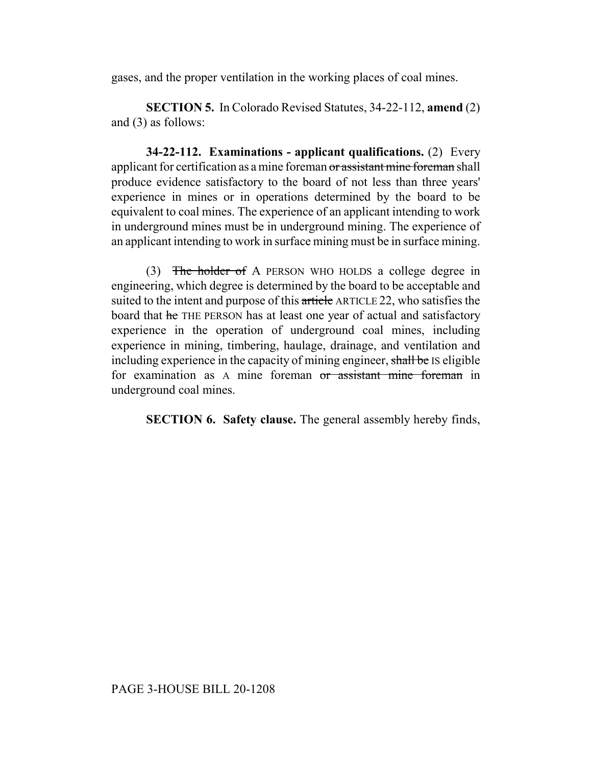gases, and the proper ventilation in the working places of coal mines.

**SECTION 5.** In Colorado Revised Statutes, 34-22-112, **amend** (2) and (3) as follows:

**34-22-112. Examinations - applicant qualifications.** (2) Every applicant for certification as a mine foreman ~~or assistant mine foreman~~ shall produce evidence satisfactory to the board of not less than three years' experience in mines or in operations determined by the board to be equivalent to coal mines. The experience of an applicant intending to work in underground mines must be in underground mining. The experience of an applicant intending to work in surface mining must be in surface mining.

(3) ~~The holder of~~ A PERSON WHO HOLDS a college degree in engineering, which degree is determined by the board to be acceptable and suited to the intent and purpose of this ~~article~~ ARTICLE 22, who satisfies the board that ~~he~~ THE PERSON has at least one year of actual and satisfactory experience in the operation of underground coal mines, including experience in mining, timbering, haulage, drainage, and ventilation and including experience in the capacity of mining engineer, ~~shall be~~ IS eligible for examination as A mine foreman ~~or assistant mine foreman~~ in underground coal mines.

**SECTION 6. Safety clause.** The general assembly hereby finds,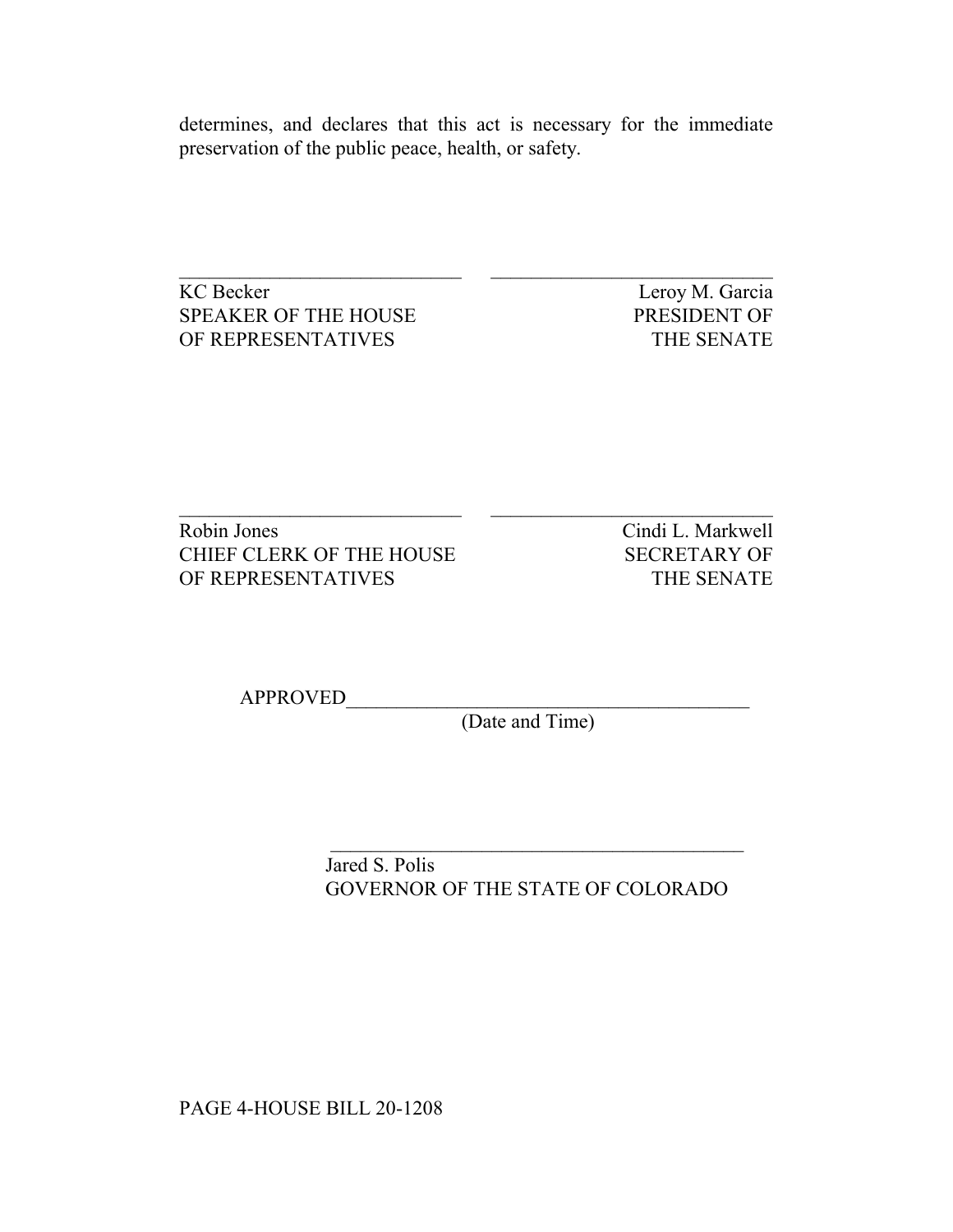determines, and declares that this act is necessary for the immediate preservation of the public peace, health, or safety.

\_\_\_\_\_\_\_\_\_\_\_\_\_\_\_\_\_\_\_\_\_\_\_\_\_\_\_\_
KC Becker
SPEAKER OF THE HOUSE
OF REPRESENTATIVES

\_\_\_\_\_\_\_\_\_\_\_\_\_\_\_\_\_\_\_\_\_\_\_\_\_\_\_\_
Leroy M. Garcia
PRESIDENT OF
THE SENATE

\_\_\_\_\_\_\_\_\_\_\_\_\_\_\_\_\_\_\_\_\_\_\_\_\_\_\_\_
Robin Jones
CHIEF CLERK OF THE HOUSE
OF REPRESENTATIVES

\_\_\_\_\_\_\_\_\_\_\_\_\_\_\_\_\_\_\_\_\_\_\_\_\_\_\_\_
Cindi L. Markwell
SECRETARY OF
THE SENATE

APPROVED\_\_\_\_\_\_\_\_\_\_\_\_\_\_\_\_\_\_\_\_\_\_\_\_\_\_\_\_\_\_\_\_\_\_\_\_\_\_
(Date and Time)

\_\_\_\_\_\_\_\_\_\_\_\_\_\_\_\_\_\_\_\_\_\_\_\_\_\_\_\_\_\_\_\_\_\_\_\_\_\_\_\_
Jared S. Polis
GOVERNOR OF THE STATE OF COLORADO

PAGE 4-HOUSE BILL 20-1208